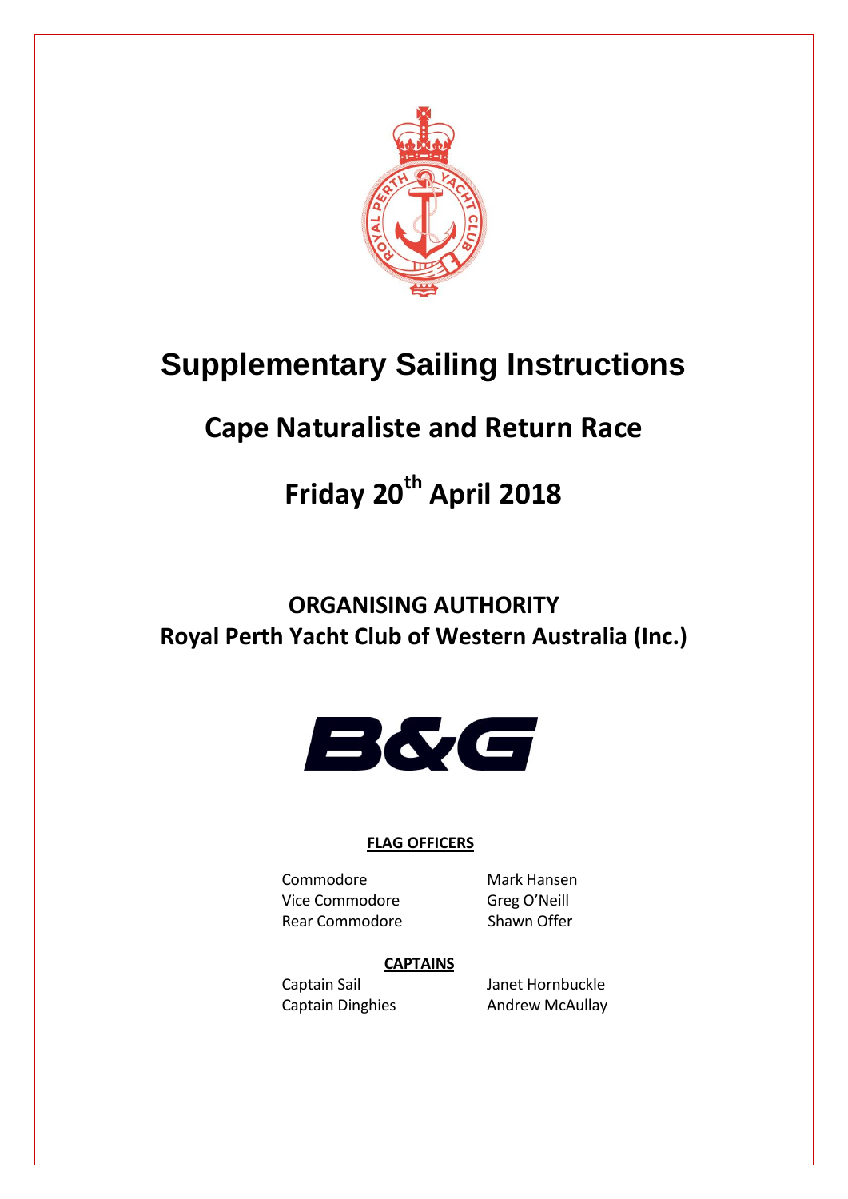# Supplementary Sailing Instructions

## Cape Naturaliste and Return Race

## Friday 20th April 2018

## ORGANISING AUTHORITY
## Royal Perth Yacht Club of Western Australia (Inc.)

**FLAG OFFICERS**

| | |
|---|---|
| Commodore | Mark Hansen |
| Vice Commodore | Greg O'Neill |
| Rear Commodore | Shawn Offer |

**CAPTAINS**

| | |
|---|---|
| Captain Sail | Janet Hornbuckle |
| Captain Dinghies | Andrew McAullay |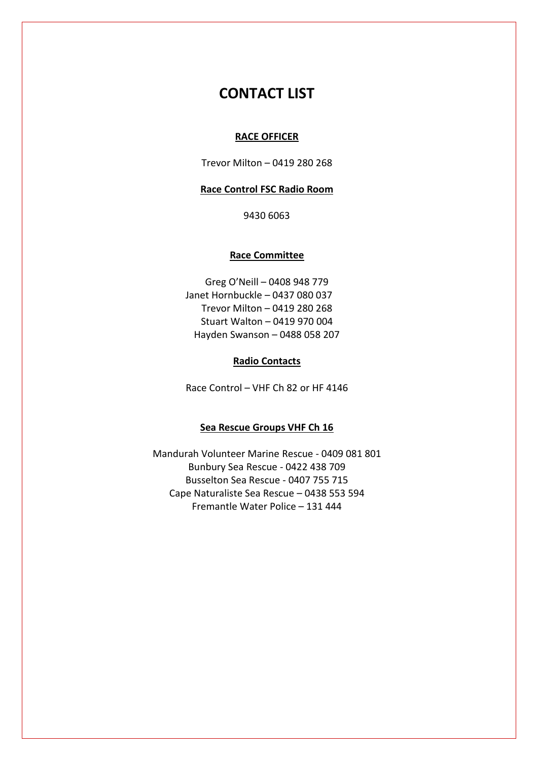# CONTACT LIST

**RACE OFFICER**

Trevor Milton – 0419 280 268

**Race Control FSC Radio Room**

9430 6063

**Race Committee**

Greg O'Neill – 0408 948 779
Janet Hornbuckle – 0437 080 037
Trevor Milton – 0419 280 268
Stuart Walton – 0419 970 004
Hayden Swanson – 0488 058 207

**Radio Contacts**

Race Control – VHF Ch 82 or HF 4146

**Sea Rescue Groups VHF Ch 16**

Mandurah Volunteer Marine Rescue - 0409 081 801
Bunbury Sea Rescue - 0422 438 709
Busselton Sea Rescue - 0407 755 715
Cape Naturaliste Sea Rescue – 0438 553 594
Fremantle Water Police – 131 444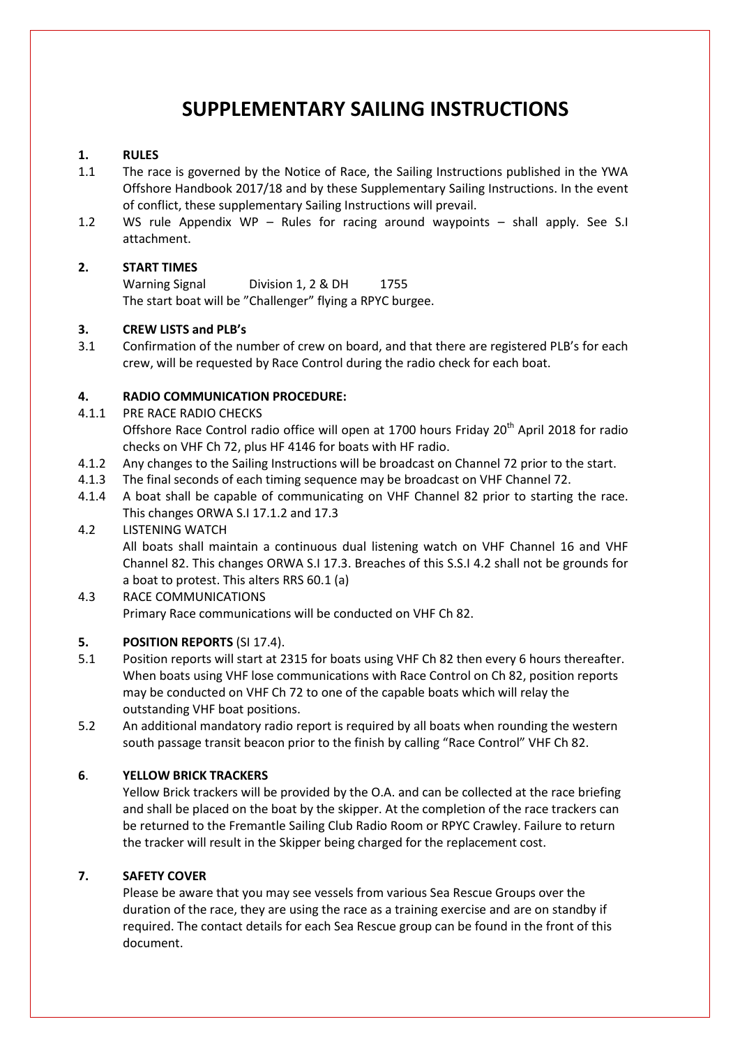# SUPPLEMENTARY SAILING INSTRUCTIONS

## 1. RULES

1.1 The race is governed by the Notice of Race, the Sailing Instructions published in the YWA Offshore Handbook 2017/18 and by these Supplementary Sailing Instructions. In the event of conflict, these supplementary Sailing Instructions will prevail.

1.2 WS rule Appendix WP – Rules for racing around waypoints – shall apply. See S.I attachment.

## 2. START TIMES

Warning Signal Division 1, 2 & DH 1755

The start boat will be "Challenger" flying a RPYC burgee.

## 3. CREW LISTS and PLB's

3.1 Confirmation of the number of crew on board, and that there are registered PLB's for each crew, will be requested by Race Control during the radio check for each boat.

## 4. RADIO COMMUNICATION PROCEDURE:

4.1.1 PRE RACE RADIO CHECKS

Offshore Race Control radio office will open at 1700 hours Friday 20th April 2018 for radio checks on VHF Ch 72, plus HF 4146 for boats with HF radio.

4.1.2 Any changes to the Sailing Instructions will be broadcast on Channel 72 prior to the start.

4.1.3 The final seconds of each timing sequence may be broadcast on VHF Channel 72.

4.1.4 A boat shall be capable of communicating on VHF Channel 82 prior to starting the race. This changes ORWA S.I 17.1.2 and 17.3

4.2 LISTENING WATCH

All boats shall maintain a continuous dual listening watch on VHF Channel 16 and VHF Channel 82. This changes ORWA S.I 17.3. Breaches of this S.S.I 4.2 shall not be grounds for a boat to protest. This alters RRS 60.1 (a)

4.3 RACE COMMUNICATIONS

Primary Race communications will be conducted on VHF Ch 82.

## 5. POSITION REPORTS (SI 17.4).

5.1 Position reports will start at 2315 for boats using VHF Ch 82 then every 6 hours thereafter. When boats using VHF lose communications with Race Control on Ch 82, position reports may be conducted on VHF Ch 72 to one of the capable boats which will relay the outstanding VHF boat positions.

5.2 An additional mandatory radio report is required by all boats when rounding the western south passage transit beacon prior to the finish by calling "Race Control" VHF Ch 82.

## 6. YELLOW BRICK TRACKERS

Yellow Brick trackers will be provided by the O.A. and can be collected at the race briefing and shall be placed on the boat by the skipper. At the completion of the race trackers can be returned to the Fremantle Sailing Club Radio Room or RPYC Crawley. Failure to return the tracker will result in the Skipper being charged for the replacement cost.

## 7. SAFETY COVER

Please be aware that you may see vessels from various Sea Rescue Groups over the duration of the race, they are using the race as a training exercise and are on standby if required. The contact details for each Sea Rescue group can be found in the front of this document.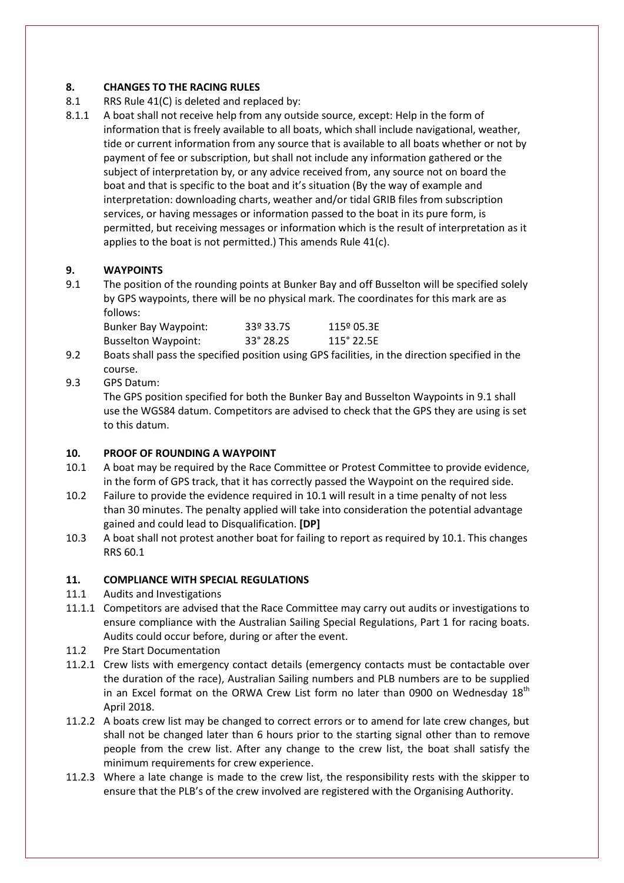## 8. CHANGES TO THE RACING RULES

8.1 RRS Rule 41(C) is deleted and replaced by:

8.1.1 A boat shall not receive help from any outside source, except: Help in the form of information that is freely available to all boats, which shall include navigational, weather, tide or current information from any source that is available to all boats whether or not by payment of fee or subscription, but shall not include any information gathered or the subject of interpretation by, or any advice received from, any source not on board the boat and that is specific to the boat and it's situation (By the way of example and interpretation: downloading charts, weather and/or tidal GRIB files from subscription services, or having messages or information passed to the boat in its pure form, is permitted, but receiving messages or information which is the result of interpretation as it applies to the boat is not permitted.) This amends Rule 41(c).

## 9. WAYPOINTS

9.1 The position of the rounding points at Bunker Bay and off Busselton will be specified solely by GPS waypoints, there will be no physical mark. The coordinates for this mark are as follows:

| | | |
|---|---|---|
| Bunker Bay Waypoint: | 33º 33.7S | 115º 05.3E |
| Busselton Waypoint: | 33° 28.2S | 115° 22.5E |

9.2 Boats shall pass the specified position using GPS facilities, in the direction specified in the course.

9.3 GPS Datum:
The GPS position specified for both the Bunker Bay and Busselton Waypoints in 9.1 shall use the WGS84 datum. Competitors are advised to check that the GPS they are using is set to this datum.

## 10. PROOF OF ROUNDING A WAYPOINT

10.1 A boat may be required by the Race Committee or Protest Committee to provide evidence, in the form of GPS track, that it has correctly passed the Waypoint on the required side.

10.2 Failure to provide the evidence required in 10.1 will result in a time penalty of not less than 30 minutes. The penalty applied will take into consideration the potential advantage gained and could lead to Disqualification. **[DP]**

10.3 A boat shall not protest another boat for failing to report as required by 10.1. This changes RRS 60.1

## 11. COMPLIANCE WITH SPECIAL REGULATIONS

11.1 Audits and Investigations

11.1.1 Competitors are advised that the Race Committee may carry out audits or investigations to ensure compliance with the Australian Sailing Special Regulations, Part 1 for racing boats. Audits could occur before, during or after the event.

11.2 Pre Start Documentation

11.2.1 Crew lists with emergency contact details (emergency contacts must be contactable over the duration of the race), Australian Sailing numbers and PLB numbers are to be supplied in an Excel format on the ORWA Crew List form no later than 0900 on Wednesday 18th April 2018.

11.2.2 A boats crew list may be changed to correct errors or to amend for late crew changes, but shall not be changed later than 6 hours prior to the starting signal other than to remove people from the crew list. After any change to the crew list, the boat shall satisfy the minimum requirements for crew experience.

11.2.3 Where a late change is made to the crew list, the responsibility rests with the skipper to ensure that the PLB's of the crew involved are registered with the Organising Authority.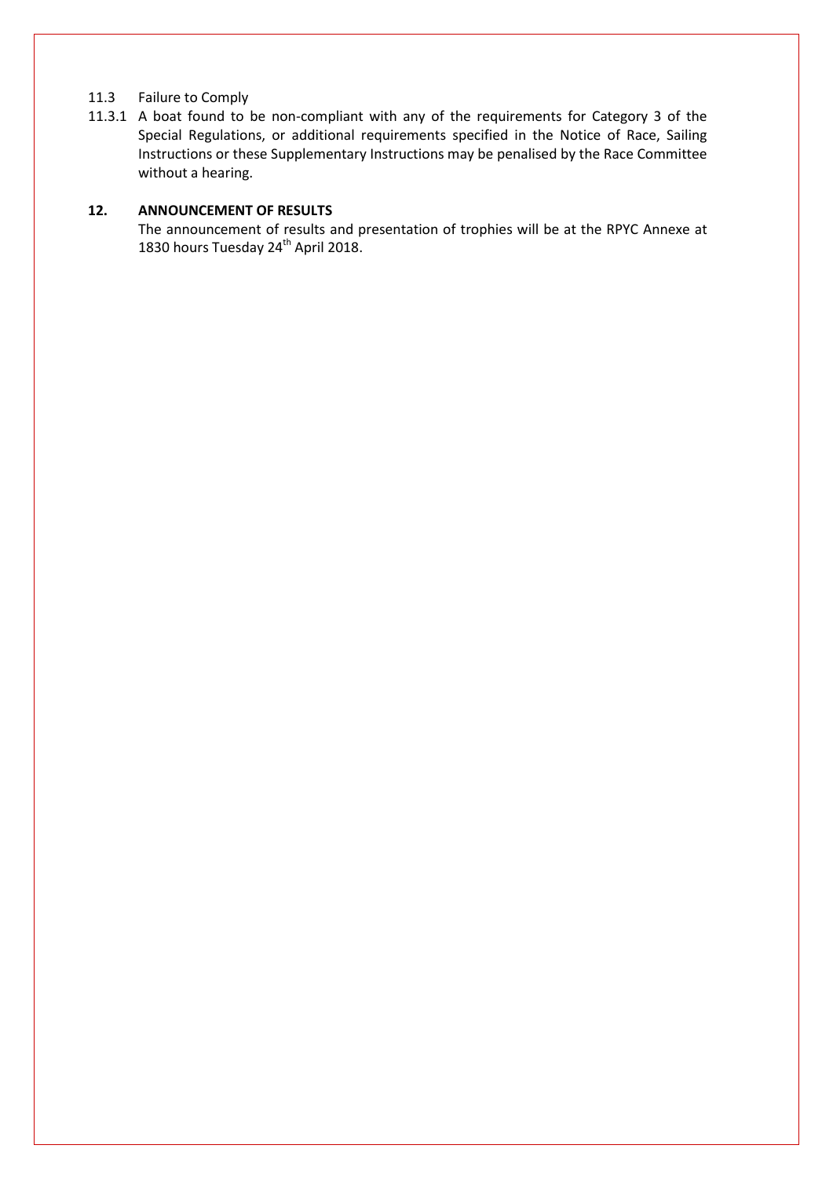11.3 Failure to Comply

11.3.1 A boat found to be non-compliant with any of the requirements for Category 3 of the Special Regulations, or additional requirements specified in the Notice of Race, Sailing Instructions or these Supplementary Instructions may be penalised by the Race Committee without a hearing.

## 12. ANNOUNCEMENT OF RESULTS

The announcement of results and presentation of trophies will be at the RPYC Annexe at 1830 hours Tuesday 24th April 2018.